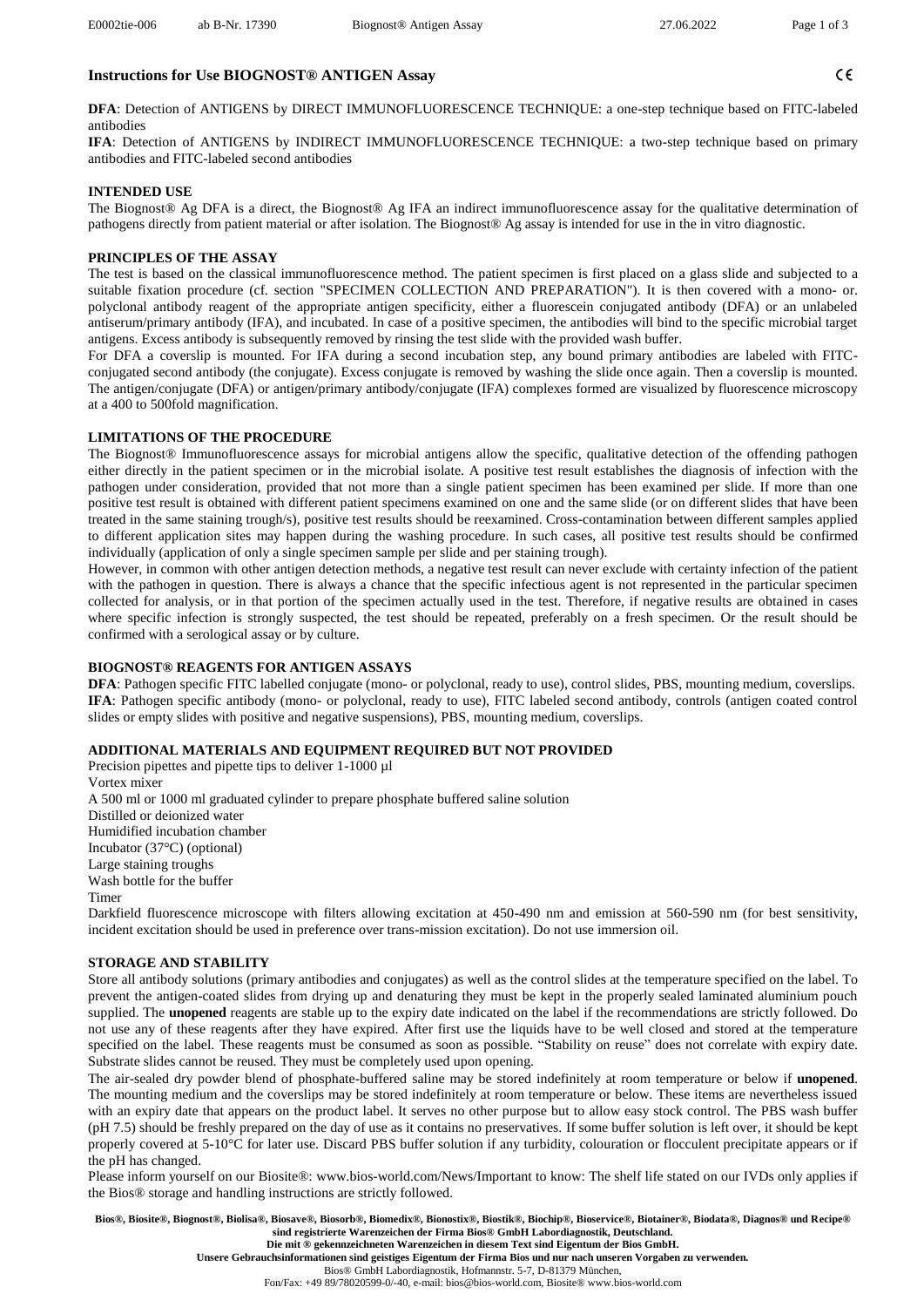# Instructions for Use BIOGNOST® ANTIGEN Assay

CE

**DFA**: Detection of ANTIGENS by DIRECT IMMUNOFLUORESCENCE TECHNIQUE: a one-step technique based on FITC-labeled antibodies

**IFA**: Detection of ANTIGENS by INDIRECT IMMUNOFLUORESCENCE TECHNIQUE: a two-step technique based on primary antibodies and FITC-labeled second antibodies

## INTENDED USE

The Biognost® Ag DFA is a direct, the Biognost® Ag IFA an indirect immunofluorescence assay for the qualitative determination of pathogens directly from patient material or after isolation. The Biognost® Ag assay is intended for use in the in vitro diagnostic.

## PRINCIPLES OF THE ASSAY

The test is based on the classical immunofluorescence method. The patient specimen is first placed on a glass slide and subjected to a suitable fixation procedure (cf. section "SPECIMEN COLLECTION AND PREPARATION"). It is then covered with a mono- or. polyclonal antibody reagent of the appropriate antigen specificity, either a fluorescein conjugated antibody (DFA) or an unlabeled antiserum/primary antibody (IFA), and incubated. In case of a positive specimen, the antibodies will bind to the specific microbial target antigens. Excess antibody is subsequently removed by rinsing the test slide with the provided wash buffer.

For DFA a coverslip is mounted. For IFA during a second incubation step, any bound primary antibodies are labeled with FITC-conjugated second antibody (the conjugate). Excess conjugate is removed by washing the slide once again. Then a coverslip is mounted. The antigen/conjugate (DFA) or antigen/primary antibody/conjugate (IFA) complexes formed are visualized by fluorescence microscopy at a 400 to 500fold magnification.

## LIMITATIONS OF THE PROCEDURE

The Biognost® Immunofluorescence assays for microbial antigens allow the specific, qualitative detection of the offending pathogen either directly in the patient specimen or in the microbial isolate. A positive test result establishes the diagnosis of infection with the pathogen under consideration, provided that not more than a single patient specimen has been examined per slide. If more than one positive test result is obtained with different patient specimens examined on one and the same slide (or on different slides that have been treated in the same staining trough/s), positive test results should be reexamined. Cross-contamination between different samples applied to different application sites may happen during the washing procedure. In such cases, all positive test results should be confirmed individually (application of only a single specimen sample per slide and per staining trough).

However, in common with other antigen detection methods, a negative test result can never exclude with certainty infection of the patient with the pathogen in question. There is always a chance that the specific infectious agent is not represented in the particular specimen collected for analysis, or in that portion of the specimen actually used in the test. Therefore, if negative results are obtained in cases where specific infection is strongly suspected, the test should be repeated, preferably on a fresh specimen. Or the result should be confirmed with a serological assay or by culture.

## BIOGNOST® REAGENTS FOR ANTIGEN ASSAYS

**DFA**: Pathogen specific FITC labelled conjugate (mono- or polyclonal, ready to use), control slides, PBS, mounting medium, coverslips.

**IFA**: Pathogen specific antibody (mono- or polyclonal, ready to use), FITC labeled second antibody, controls (antigen coated control slides or empty slides with positive and negative suspensions), PBS, mounting medium, coverslips.

## ADDITIONAL MATERIALS AND EQUIPMENT REQUIRED BUT NOT PROVIDED

Precision pipettes and pipette tips to deliver 1-1000 µl
Vortex mixer
A 500 ml or 1000 ml graduated cylinder to prepare phosphate buffered saline solution
Distilled or deionized water
Humidified incubation chamber
Incubator (37°C) (optional)
Large staining troughs
Wash bottle for the buffer
Timer
Darkfield fluorescence microscope with filters allowing excitation at 450-490 nm and emission at 560-590 nm (for best sensitivity, incident excitation should be used in preference over trans-mission excitation). Do not use immersion oil.

## STORAGE AND STABILITY

Store all antibody solutions (primary antibodies and conjugates) as well as the control slides at the temperature specified on the label. To prevent the antigen-coated slides from drying up and denaturing they must be kept in the properly sealed laminated aluminium pouch supplied. The **unopened** reagents are stable up to the expiry date indicated on the label if the recommendations are strictly followed. Do not use any of these reagents after they have expired. After first use the liquids have to be well closed and stored at the temperature specified on the label. These reagents must be consumed as soon as possible. "Stability on reuse" does not correlate with expiry date. Substrate slides cannot be reused. They must be completely used upon opening.

The air-sealed dry powder blend of phosphate-buffered saline may be stored indefinitely at room temperature or below if **unopened**. The mounting medium and the coverslips may be stored indefinitely at room temperature or below. These items are nevertheless issued with an expiry date that appears on the product label. It serves no other purpose but to allow easy stock control. The PBS wash buffer (pH 7.5) should be freshly prepared on the day of use as it contains no preservatives. If some buffer solution is left over, it should be kept properly covered at 5-10°C for later use. Discard PBS buffer solution if any turbidity, colouration or flocculent precipitate appears or if the pH has changed.

Please inform yourself on our Biosite®: www.bios-world.com/News/Important to know: The shelf life stated on our IVDs only applies if the Bios® storage and handling instructions are strictly followed.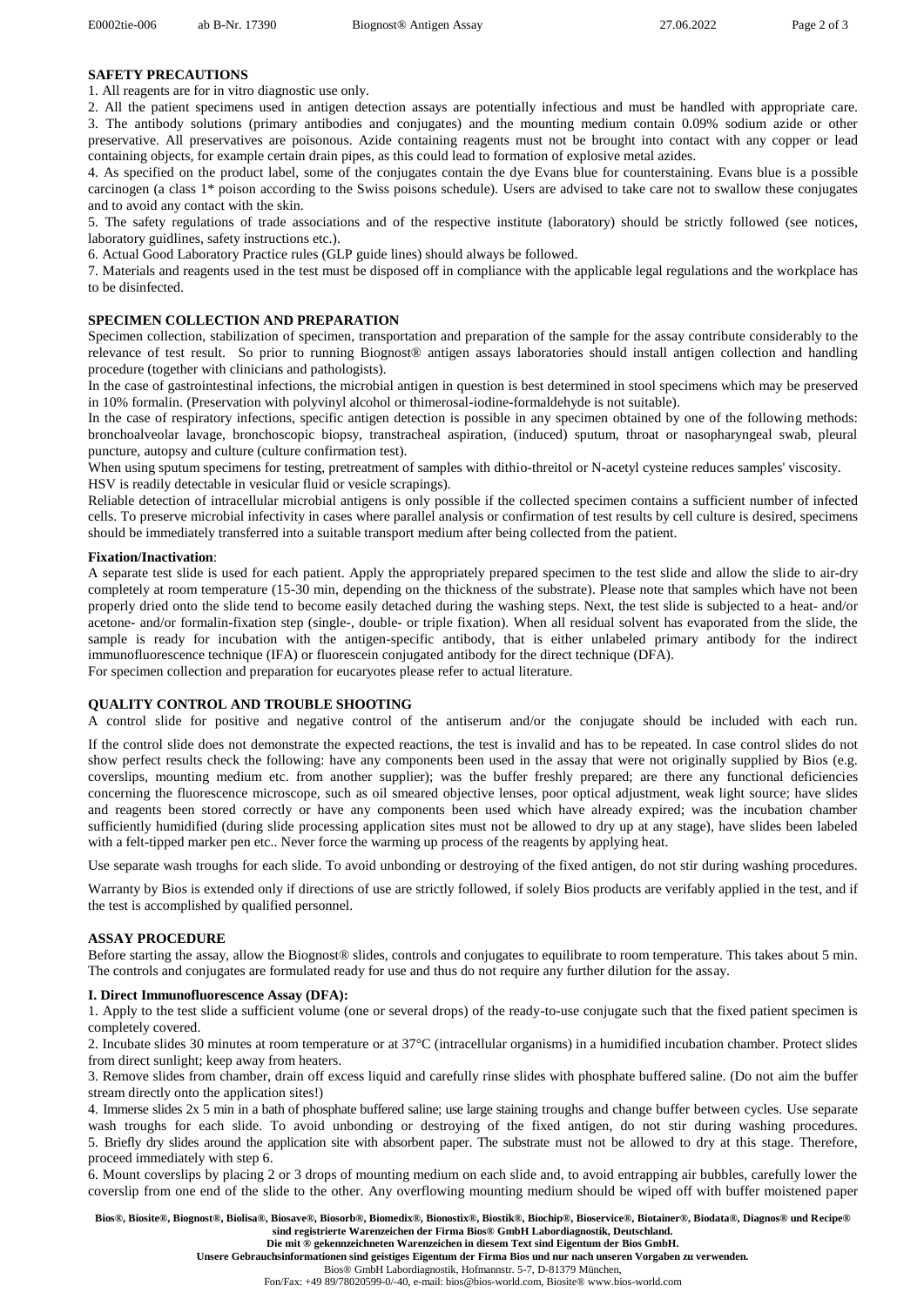**SAFETY PRECAUTIONS**

1. All reagents are for in vitro diagnostic use only.
2. All the patient specimens used in antigen detection assays are potentially infectious and must be handled with appropriate care.
3. The antibody solutions (primary antibodies and conjugates) and the mounting medium contain 0.09% sodium azide or other preservative. All preservatives are poisonous. Azide containing reagents must not be brought into contact with any copper or lead containing objects, for example certain drain pipes, as this could lead to formation of explosive metal azides.
4. As specified on the product label, some of the conjugates contain the dye Evans blue for counterstaining. Evans blue is a possible carcinogen (a class 1* poison according to the Swiss poisons schedule). Users are advised to take care not to swallow these conjugates and to avoid any contact with the skin.
5. The safety regulations of trade associations and of the respective institute (laboratory) should be strictly followed (see notices, laboratory guidlines, safety instructions etc.).
6. Actual Good Laboratory Practice rules (GLP guide lines) should always be followed.
7. Materials and reagents used in the test must be disposed off in compliance with the applicable legal regulations and the workplace has to be disinfected.

**SPECIMEN COLLECTION AND PREPARATION**

Specimen collection, stabilization of specimen, transportation and preparation of the sample for the assay contribute considerably to the relevance of test result. So prior to running Biognost® antigen assays laboratories should install antigen collection and handling procedure (together with clinicians and pathologists).

In the case of gastrointestinal infections, the microbial antigen in question is best determined in stool specimens which may be preserved in 10% formalin. (Preservation with polyvinyl alcohol or thimerosal-iodine-formaldehyde is not suitable).

In the case of respiratory infections, specific antigen detection is possible in any specimen obtained by one of the following methods: bronchoalveolar lavage, bronchoscopic biopsy, transtracheal aspiration, (induced) sputum, throat or nasopharyngeal swab, pleural puncture, autopsy and culture (culture confirmation test).

When using sputum specimens for testing, pretreatment of samples with dithio-threitol or N-acetyl cysteine reduces samples' viscosity.

HSV is readily detectable in vesicular fluid or vesicle scrapings).

Reliable detection of intracellular microbial antigens is only possible if the collected specimen contains a sufficient number of infected cells. To preserve microbial infectivity in cases where parallel analysis or confirmation of test results by cell culture is desired, specimens should be immediately transferred into a suitable transport medium after being collected from the patient.

**Fixation/Inactivation**:

A separate test slide is used for each patient. Apply the appropriately prepared specimen to the test slide and allow the slide to air-dry completely at room temperature (15-30 min, depending on the thickness of the substrate). Please note that samples which have not been properly dried onto the slide tend to become easily detached during the washing steps. Next, the test slide is subjected to a heat- and/or acetone- and/or formalin-fixation step (single-, double- or triple fixation). When all residual solvent has evaporated from the slide, the sample is ready for incubation with the antigen-specific antibody, that is either unlabeled primary antibody for the indirect immunofluorescence technique (IFA) or fluorescein conjugated antibody for the direct technique (DFA).

For specimen collection and preparation for eucaryotes please refer to actual literature.

**QUALITY CONTROL AND TROUBLE SHOOTING**

A control slide for positive and negative control of the antiserum and/or the conjugate should be included with each run.

If the control slide does not demonstrate the expected reactions, the test is invalid and has to be repeated. In case control slides do not show perfect results check the following: have any components been used in the assay that were not originally supplied by Bios (e.g. coverslips, mounting medium etc. from another supplier); was the buffer freshly prepared; are there any functional deficiencies concerning the fluorescence microscope, such as oil smeared objective lenses, poor optical adjustment, weak light source; have slides and reagents been stored correctly or have any components been used which have already expired; was the incubation chamber sufficiently humidified (during slide processing application sites must not be allowed to dry up at any stage), have slides been labeled with a felt-tipped marker pen etc.. Never force the warming up process of the reagents by applying heat.

Use separate wash troughs for each slide. To avoid unbonding or destroying of the fixed antigen, do not stir during washing procedures.

Warranty by Bios is extended only if directions of use are strictly followed, if solely Bios products are verifably applied in the test, and if the test is accomplished by qualified personnel.

**ASSAY PROCEDURE**

Before starting the assay, allow the Biognost® slides, controls and conjugates to equilibrate to room temperature. This takes about 5 min. The controls and conjugates are formulated ready for use and thus do not require any further dilution for the assay.

**I. Direct Immunofluorescence Assay (DFA):**

1. Apply to the test slide a sufficient volume (one or several drops) of the ready-to-use conjugate such that the fixed patient specimen is completely covered.
2. Incubate slides 30 minutes at room temperature or at 37°C (intracellular organisms) in a humidified incubation chamber. Protect slides from direct sunlight; keep away from heaters.
3. Remove slides from chamber, drain off excess liquid and carefully rinse slides with phosphate buffered saline. (Do not aim the buffer stream directly onto the application sites!)
4. Immerse slides 2x 5 min in a bath of phosphate buffered saline; use large staining troughs and change buffer between cycles. Use separate wash troughs for each slide. To avoid unbonding or destroying of the fixed antigen, do not stir during washing procedures.
5. Briefly dry slides around the application site with absorbent paper. The substrate must not be allowed to dry at this stage. Therefore, proceed immediately with step 6.
6. Mount coverslips by placing 2 or 3 drops of mounting medium on each slide and, to avoid entrapping air bubbles, carefully lower the coverslip from one end of the slide to the other. Any overflowing mounting medium should be wiped off with buffer moistened paper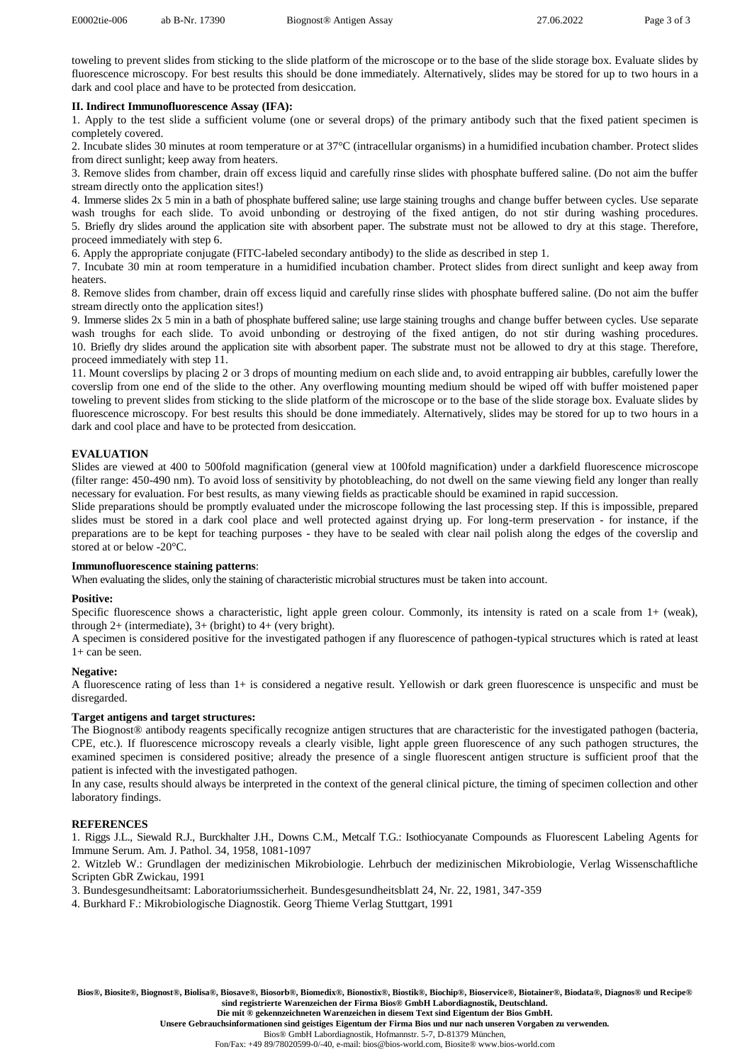toweling to prevent slides from sticking to the slide platform of the microscope or to the base of the slide storage box. Evaluate slides by fluorescence microscopy. For best results this should be done immediately. Alternatively, slides may be stored for up to two hours in a dark and cool place and have to be protected from desiccation.

**II. Indirect Immunofluorescence Assay (IFA):**

1. Apply to the test slide a sufficient volume (one or several drops) of the primary antibody such that the fixed patient specimen is completely covered.
2. Incubate slides 30 minutes at room temperature or at 37°C (intracellular organisms) in a humidified incubation chamber. Protect slides from direct sunlight; keep away from heaters.
3. Remove slides from chamber, drain off excess liquid and carefully rinse slides with phosphate buffered saline. (Do not aim the buffer stream directly onto the application sites!)
4. Immerse slides 2x 5 min in a bath of phosphate buffered saline; use large staining troughs and change buffer between cycles. Use separate wash troughs for each slide. To avoid unbonding or destroying of the fixed antigen, do not stir during washing procedures.
5. Briefly dry slides around the application site with absorbent paper. The substrate must not be allowed to dry at this stage. Therefore, proceed immediately with step 6.
6. Apply the appropriate conjugate (FITC-labeled secondary antibody) to the slide as described in step 1.
7. Incubate 30 min at room temperature in a humidified incubation chamber. Protect slides from direct sunlight and keep away from heaters.
8. Remove slides from chamber, drain off excess liquid and carefully rinse slides with phosphate buffered saline. (Do not aim the buffer stream directly onto the application sites!)
9. Immerse slides 2x 5 min in a bath of phosphate buffered saline; use large staining troughs and change buffer between cycles. Use separate wash troughs for each slide. To avoid unbonding or destroying of the fixed antigen, do not stir during washing procedures.
10. Briefly dry slides around the application site with absorbent paper. The substrate must not be allowed to dry at this stage. Therefore, proceed immediately with step 11.
11. Mount coverslips by placing 2 or 3 drops of mounting medium on each slide and, to avoid entrapping air bubbles, carefully lower the coverslip from one end of the slide to the other. Any overflowing mounting medium should be wiped off with buffer moistened paper toweling to prevent slides from sticking to the slide platform of the microscope or to the base of the slide storage box. Evaluate slides by fluorescence microscopy. For best results this should be done immediately. Alternatively, slides may be stored for up to two hours in a dark and cool place and have to be protected from desiccation.

## EVALUATION

Slides are viewed at 400 to 500fold magnification (general view at 100fold magnification) under a darkfield fluorescence microscope (filter range: 450-490 nm). To avoid loss of sensitivity by photobleaching, do not dwell on the same viewing field any longer than really necessary for evaluation. For best results, as many viewing fields as practicable should be examined in rapid succession.

Slide preparations should be promptly evaluated under the microscope following the last processing step. If this is impossible, prepared slides must be stored in a dark cool place and well protected against drying up. For long-term preservation - for instance, if the preparations are to be kept for teaching purposes - they have to be sealed with clear nail polish along the edges of the coverslip and stored at or below -20°C.

**Immunofluorescence staining patterns**:

When evaluating the slides, only the staining of characteristic microbial structures must be taken into account.

**Positive:**

Specific fluorescence shows a characteristic, light apple green colour. Commonly, its intensity is rated on a scale from 1+ (weak), through 2+ (intermediate), 3+ (bright) to 4+ (very bright).

A specimen is considered positive for the investigated pathogen if any fluorescence of pathogen-typical structures which is rated at least 1+ can be seen.

**Negative:**

A fluorescence rating of less than 1+ is considered a negative result. Yellowish or dark green fluorescence is unspecific and must be disregarded.

**Target antigens and target structures:**

The Biognost® antibody reagents specifically recognize antigen structures that are characteristic for the investigated pathogen (bacteria, CPE, etc.). If fluorescence microscopy reveals a clearly visible, light apple green fluorescence of any such pathogen structures, the examined specimen is considered positive; already the presence of a single fluorescent antigen structure is sufficient proof that the patient is infected with the investigated pathogen.

In any case, results should always be interpreted in the context of the general clinical picture, the timing of specimen collection and other laboratory findings.

## REFERENCES

1. Riggs J.L., Siewald R.J., Burckhalter J.H., Downs C.M., Metcalf T.G.: Isothiocyanate Compounds as Fluorescent Labeling Agents for Immune Serum. Am. J. Pathol. 34, 1958, 1081-1097
2. Witzleb W.: Grundlagen der medizinischen Mikrobiologie. Lehrbuch der medizinischen Mikrobiologie, Verlag Wissenschaftliche Scripten GbR Zwickau, 1991
3. Bundesgesundheitsamt: Laboratoriumssicherheit. Bundesgesundheitsblatt 24, Nr. 22, 1981, 347-359
4. Burkhard F.: Mikrobiologische Diagnostik. Georg Thieme Verlag Stuttgart, 1991

**Bios®, Biosite®, Biognost®, Biolisa®, Biosave®, Biosorb®, Biomedix®, Bionostix®, Biostik®, Biochip®, Bioservice®, Biotainer®, Biodata®, Diagnos® und Recipe® sind registrierte Warenzeichen der Firma Bios® GmbH Labordiagnostik, Deutschland.**
**Die mit ® gekennzeichneten Warenzeichen in diesem Text sind Eigentum der Bios GmbH.**
**Unsere Gebrauchsinformationen sind geistiges Eigentum der Firma Bios und nur nach unseren Vorgaben zu verwenden.**
Bios® GmbH Labordiagnostik, Hofmannstr. 5-7, D-81379 München,
Fon/Fax: +49 89/78020599-0/-40, e-mail: bios@bios-world.com, Biosite® www.bios-world.com